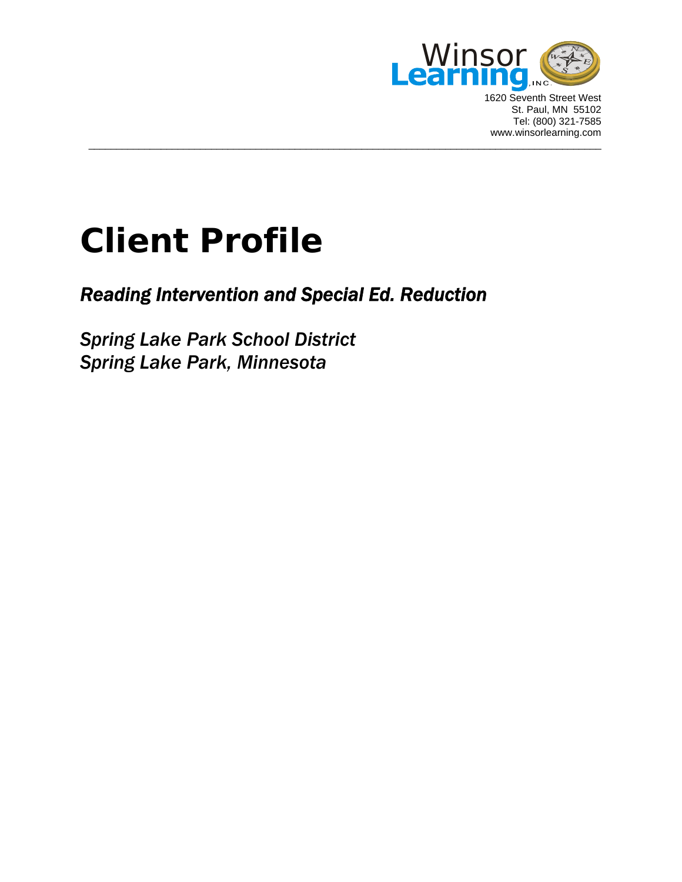Winsor Learning, Inc.
1620 Seventh Street West
St. Paul, MN 55102
Tel: (800) 321-7585
www.winsorlearning.com

---

# Client Profile

## *Reading Intervention and Special Ed. Reduction*

*Spring Lake Park School District*
*Spring Lake Park, Minnesota*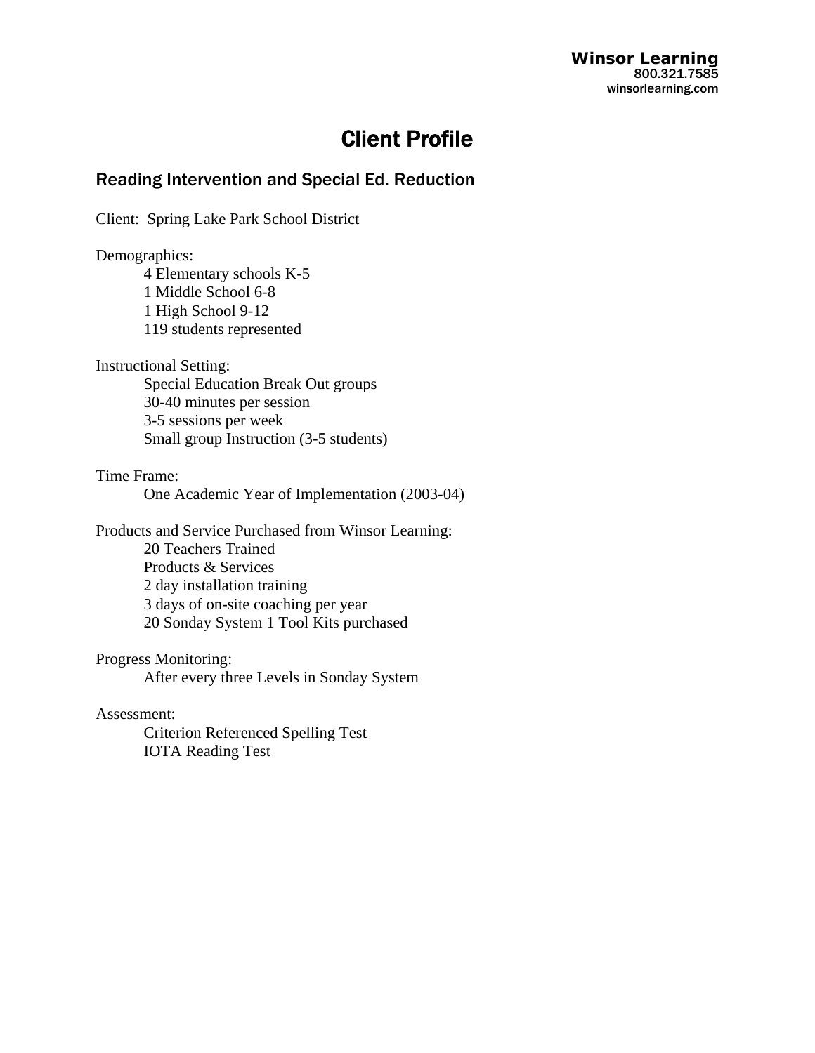**Winsor Learning**
800.321.7585
winsorlearning.com

# Client Profile

## Reading Intervention and Special Ed. Reduction

Client: Spring Lake Park School District

Demographics:
- 4 Elementary schools K-5
- 1 Middle School 6-8
- 1 High School 9-12
- 119 students represented

Instructional Setting:
- Special Education Break Out groups
- 30-40 minutes per session
- 3-5 sessions per week
- Small group Instruction (3-5 students)

Time Frame:
- One Academic Year of Implementation (2003-04)

Products and Service Purchased from Winsor Learning:
- 20 Teachers Trained
- Products & Services
- 2 day installation training
- 3 days of on-site coaching per year
- 20 Sonday System 1 Tool Kits purchased

Progress Monitoring:
- After every three Levels in Sonday System

Assessment:
- Criterion Referenced Spelling Test
- IOTA Reading Test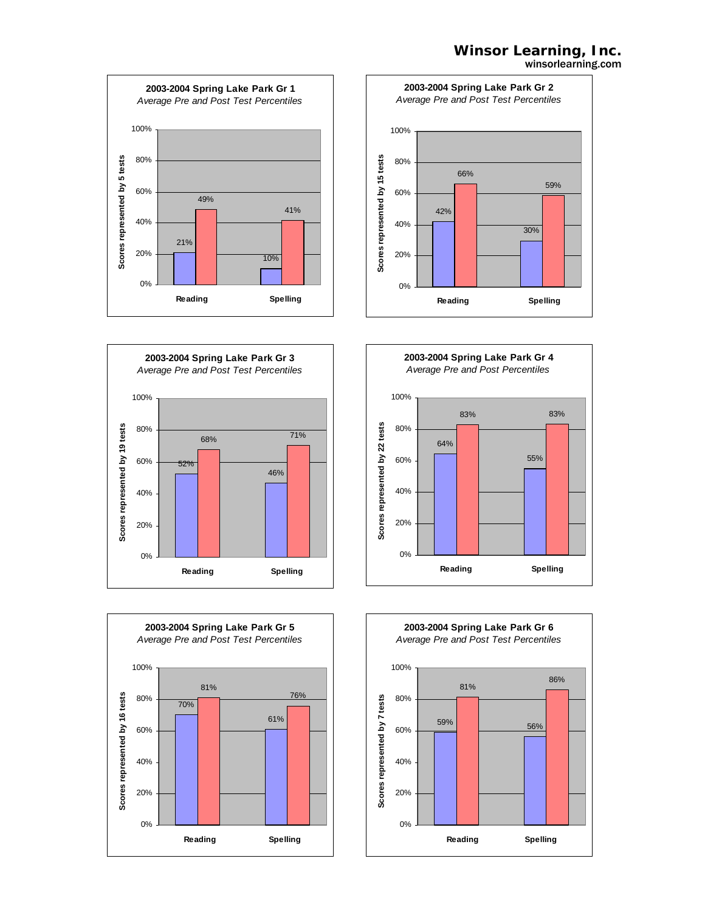**Winsor Learning, Inc.**
**winsorlearning.com**

## 2003-2004 Spring Lake Park Gr 1

*Average Pre and Post Test Percentiles*

Scores represented by 5 tests

| | Pre | Post |
|---|---|---|
| Reading | 21% | 49% |
| Spelling | 10% | 41% |

## 2003-2004 Spring Lake Park Gr 2

*Average Pre and Post Test Percentiles*

Scores represented by 15 tests

| | Pre | Post |
|---|---|---|
| Reading | 42% | 66% |
| Spelling | 30% | 59% |

## 2003-2004 Spring Lake Park Gr 3

*Average Pre and Post Test Percentiles*

Scores represented by 19 tests

| | Pre | Post |
|---|---|---|
| Reading | 52% | 68% |
| Spelling | 46% | 71% |

## 2003-2004 Spring Lake Park Gr 4

*Average Pre and Post Percentiles*

Scores represented by 22 tests

| | Pre | Post |
|---|---|---|
| Reading | 64% | 83% |
| Spelling | 55% | 83% |

## 2003-2004 Spring Lake Park Gr 5

*Average Pre and Post Test Percentiles*

Scores represented by 16 tests

| | Pre | Post |
|---|---|---|
| Reading | 70% | 81% |
| Spelling | 61% | 76% |

## 2003-2004 Spring Lake Park Gr 6

*Average Pre and Post Test Percentiles*

Scores represented by 7 tests

| | Pre | Post |
|---|---|---|
| Reading | 59% | 81% |
| Spelling | 56% | 86% |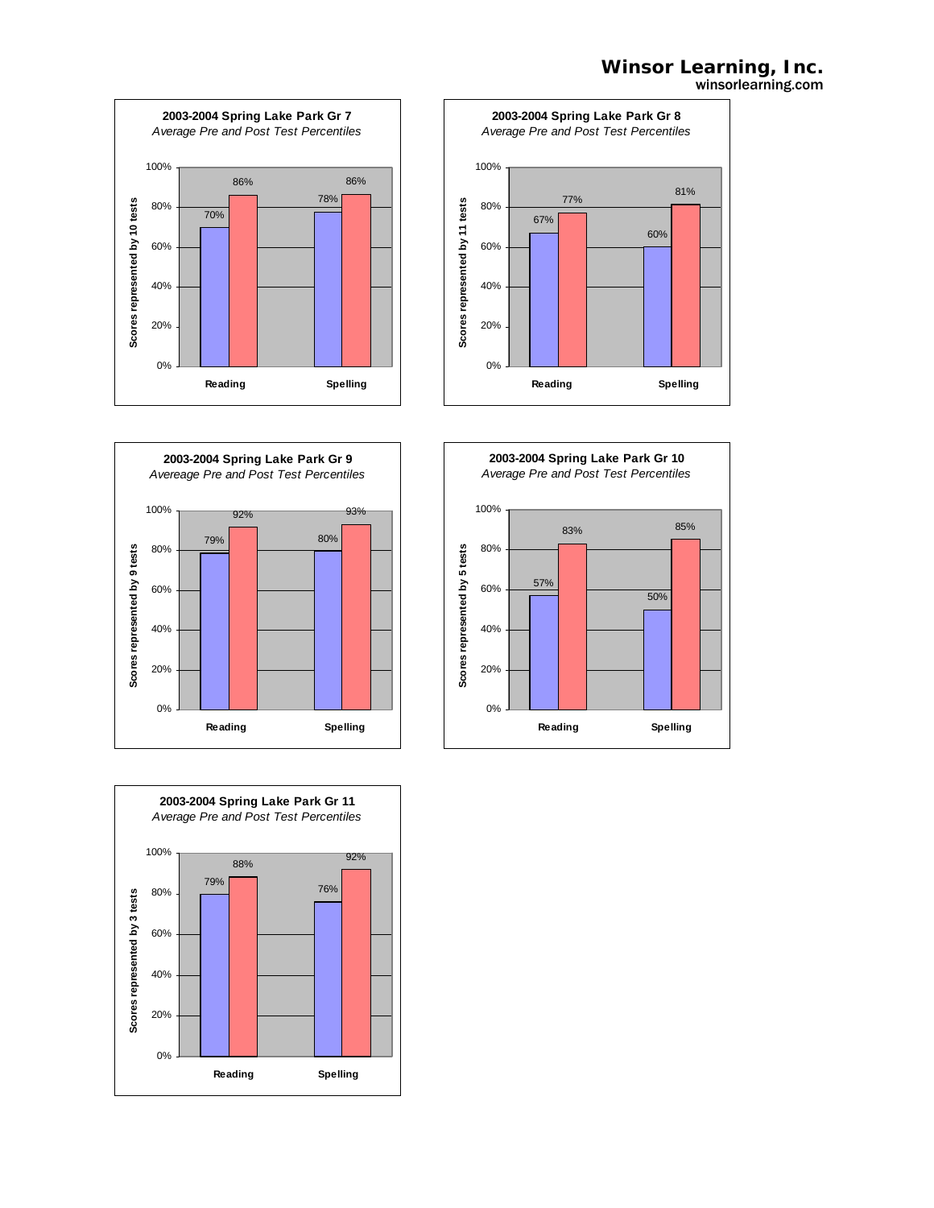**Winsor Learning, Inc.**
winsorlearning.com

**2003-2004 Spring Lake Park Gr 7**
*Average Pre and Post Test Percentiles*

Scores represented by 10 tests

100%
80%
60%
40%
20%
0%

70%
86%
78%
86%

Reading
Spelling

**2003-2004 Spring Lake Park Gr 8**
*Average Pre and Post Test Percentiles*

Scores represented by 11 tests

100%
80%
60%
40%
20%
0%

67%
77%
60%
81%

Reading
Spelling

**2003-2004 Spring Lake Park Gr 9**
*Average Pre and Post Test Percentiles*

Scores represented by 9 tests

100%
80%
60%
40%
20%
0%

79%
92%
80%
93%

Reading
Spelling

**2003-2004 Spring Lake Park Gr 10**
*Average Pre and Post Test Percentiles*

Scores represented by 5 tests

100%
80%
60%
40%
20%
0%

57%
83%
50%
85%

Reading
Spelling

**2003-2004 Spring Lake Park Gr 11**
*Average Pre and Post Test Percentiles*

Scores represented by 3 tests

100%
80%
60%
40%
20%
0%

79%
88%
76%
92%

Reading
Spelling